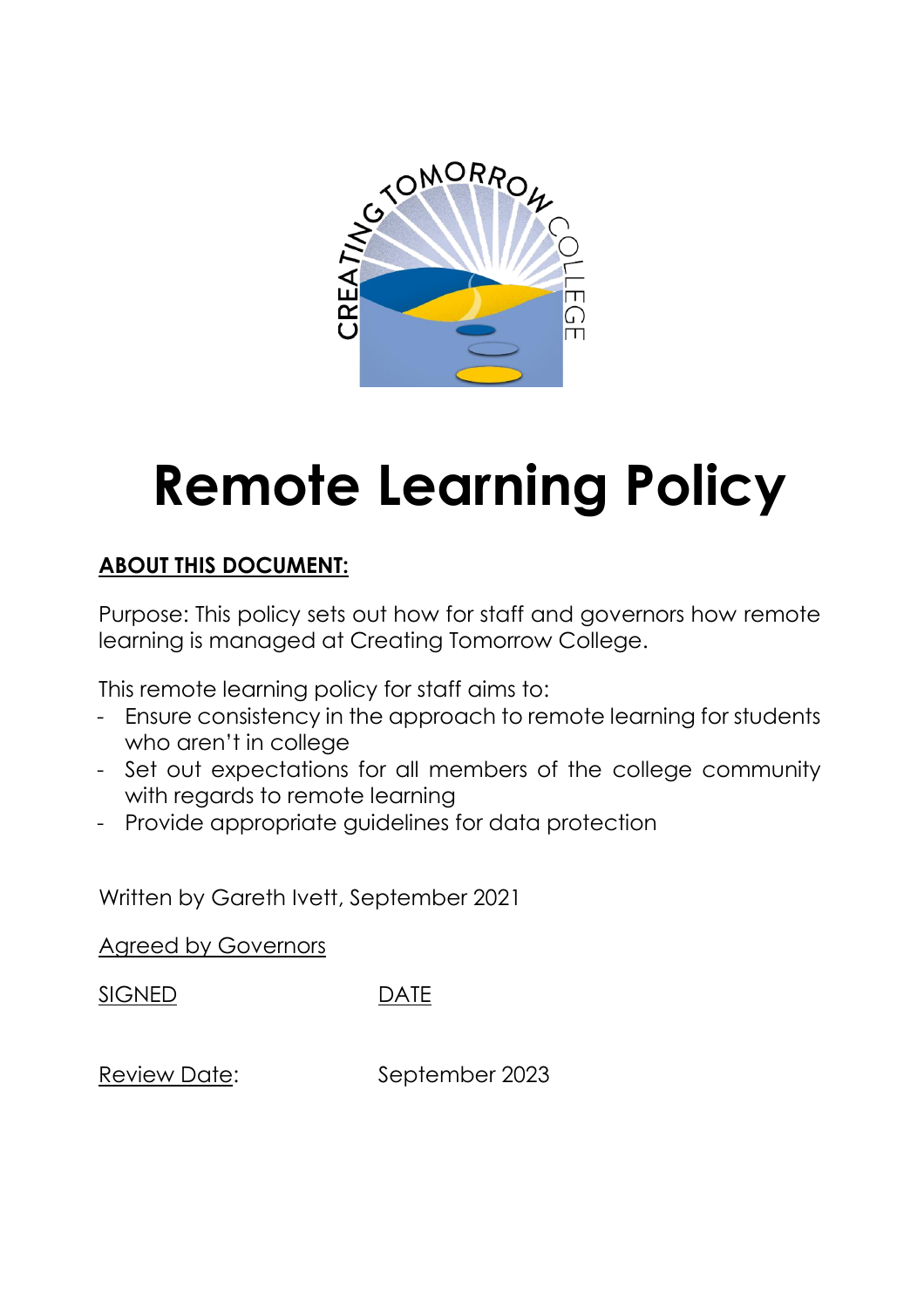# Remote Learning Policy

**ABOUT THIS DOCUMENT:**

Purpose: This policy sets out how for staff and governors how remote learning is managed at Creating Tomorrow College.

This remote learning policy for staff aims to:

- Ensure consistency in the approach to remote learning for students who aren't in college
- Set out expectations for all members of the college community with regards to remote learning
- Provide appropriate guidelines for data protection

Written by Gareth Ivett, September 2021

Agreed by Governors

SIGNED DATE

Review Date: September 2023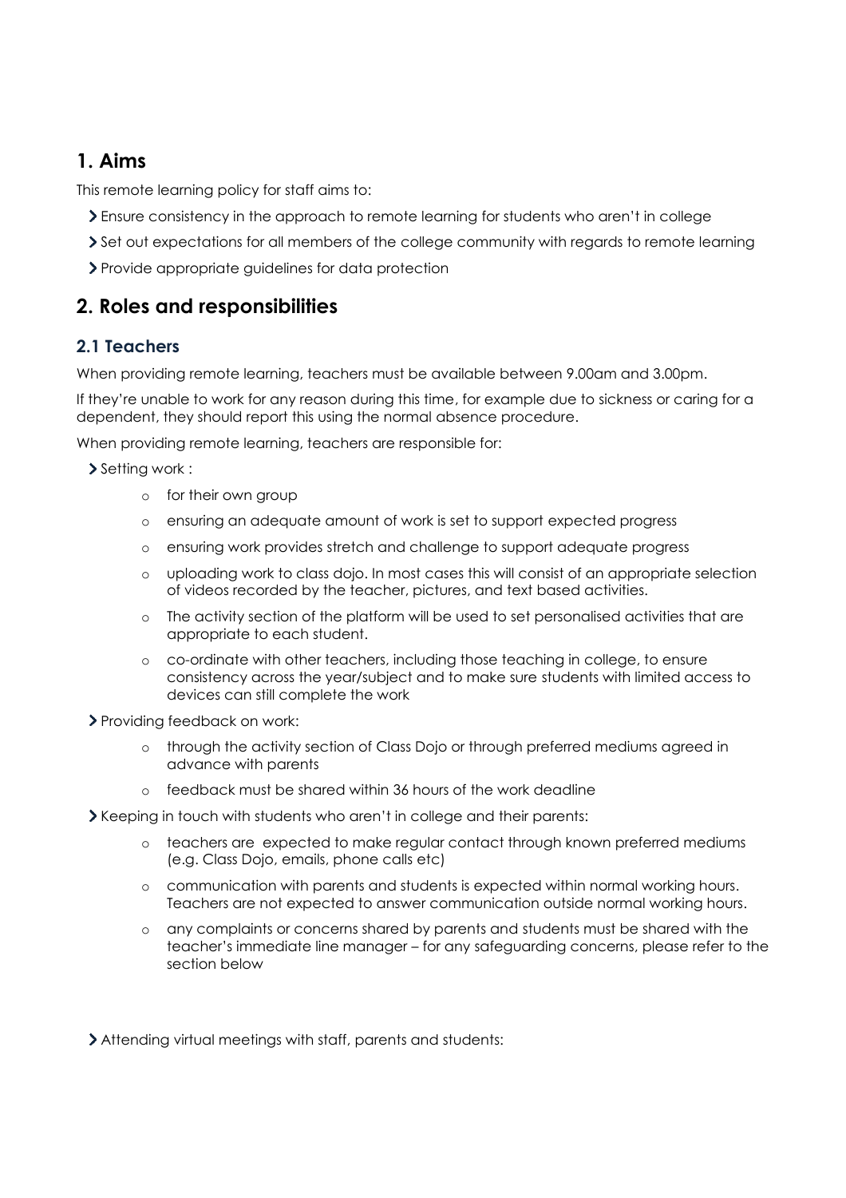## 1. Aims

This remote learning policy for staff aims to:

- Ensure consistency in the approach to remote learning for students who aren't in college
- Set out expectations for all members of the college community with regards to remote learning
- Provide appropriate guidelines for data protection

## 2. Roles and responsibilities

### 2.1 Teachers

When providing remote learning, teachers must be available between 9.00am and 3.00pm.

If they're unable to work for any reason during this time, for example due to sickness or caring for a dependent, they should report this using the normal absence procedure.

When providing remote learning, teachers are responsible for:

- Setting work :
  - for their own group
  - ensuring an adequate amount of work is set to support expected progress
  - ensuring work provides stretch and challenge to support adequate progress
  - uploading work to class dojo. In most cases this will consist of an appropriate selection of videos recorded by the teacher, pictures, and text based activities.
  - The activity section of the platform will be used to set personalised activities that are appropriate to each student.
  - co-ordinate with other teachers, including those teaching in college, to ensure consistency across the year/subject and to make sure students with limited access to devices can still complete the work
- Providing feedback on work:
  - through the activity section of Class Dojo or through preferred mediums agreed in advance with parents
  - feedback must be shared within 36 hours of the work deadline
- Keeping in touch with students who aren't in college and their parents:
  - teachers are expected to make regular contact through known preferred mediums (e.g. Class Dojo, emails, phone calls etc)
  - communication with parents and students is expected within normal working hours. Teachers are not expected to answer communication outside normal working hours.
  - any complaints or concerns shared by parents and students must be shared with the teacher's immediate line manager – for any safeguarding concerns, please refer to the section below
- Attending virtual meetings with staff, parents and students: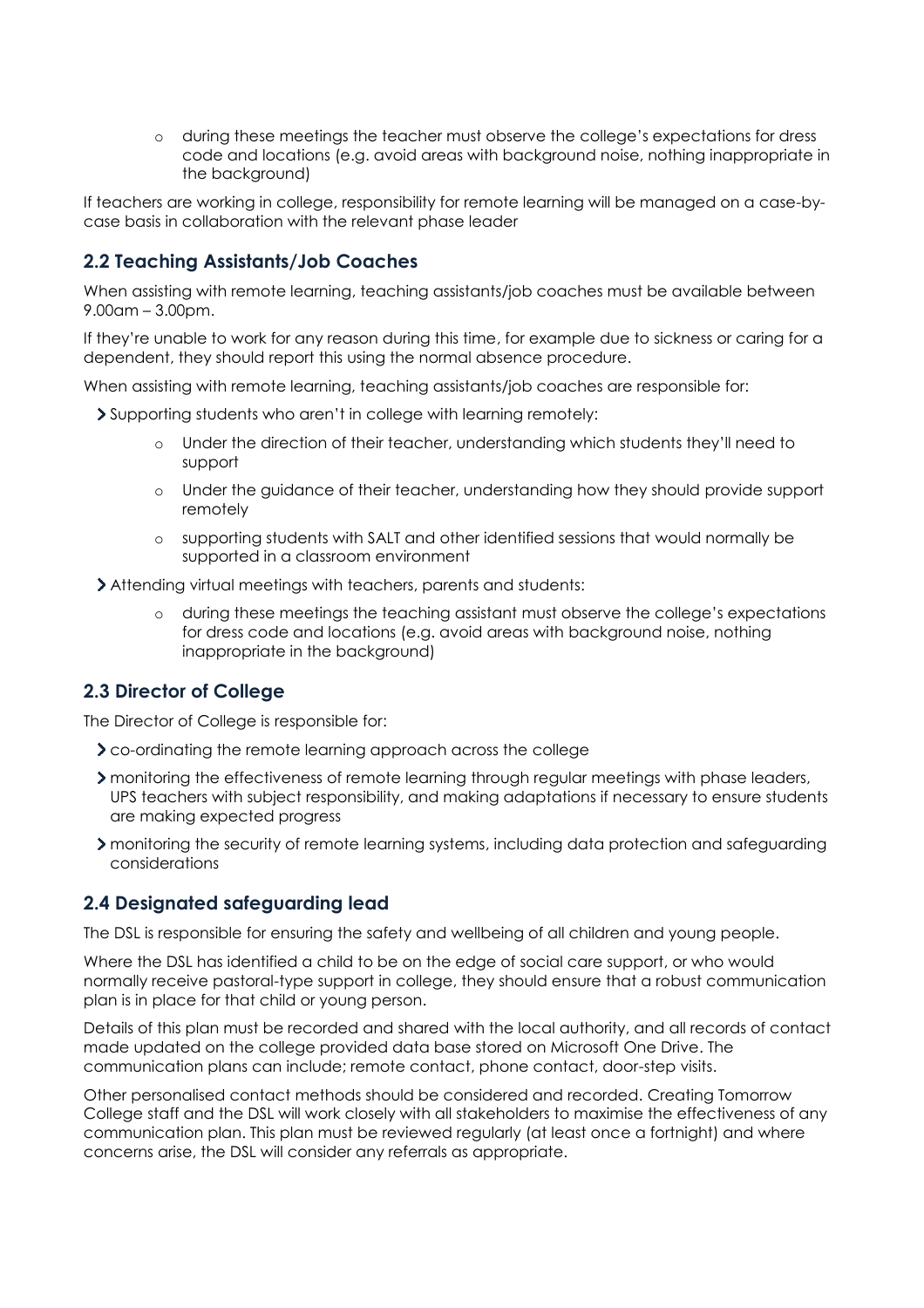- during these meetings the teacher must observe the college's expectations for dress code and locations (e.g. avoid areas with background noise, nothing inappropriate in the background)

If teachers are working in college, responsibility for remote learning will be managed on a case-by-case basis in collaboration with the relevant phase leader

### 2.2 Teaching Assistants/Job Coaches

When assisting with remote learning, teaching assistants/job coaches must be available between 9.00am – 3.00pm.

If they're unable to work for any reason during this time, for example due to sickness or caring for a dependent, they should report this using the normal absence procedure.

When assisting with remote learning, teaching assistants/job coaches are responsible for:

- Supporting students who aren't in college with learning remotely:
  - Under the direction of their teacher, understanding which students they'll need to support
  - Under the guidance of their teacher, understanding how they should provide support remotely
  - supporting students with SALT and other identified sessions that would normally be supported in a classroom environment
- Attending virtual meetings with teachers, parents and students:
  - during these meetings the teaching assistant must observe the college's expectations for dress code and locations (e.g. avoid areas with background noise, nothing inappropriate in the background)

### 2.3 Director of College

The Director of College is responsible for:

- co-ordinating the remote learning approach across the college
- monitoring the effectiveness of remote learning through regular meetings with phase leaders, UPS teachers with subject responsibility, and making adaptations if necessary to ensure students are making expected progress
- monitoring the security of remote learning systems, including data protection and safeguarding considerations

### 2.4 Designated safeguarding lead

The DSL is responsible for ensuring the safety and wellbeing of all children and young people.

Where the DSL has identified a child to be on the edge of social care support, or who would normally receive pastoral-type support in college, they should ensure that a robust communication plan is in place for that child or young person.

Details of this plan must be recorded and shared with the local authority, and all records of contact made updated on the college provided data base stored on Microsoft One Drive. The communication plans can include; remote contact, phone contact, door-step visits.

Other personalised contact methods should be considered and recorded. Creating Tomorrow College staff and the DSL will work closely with all stakeholders to maximise the effectiveness of any communication plan. This plan must be reviewed regularly (at least once a fortnight) and where concerns arise, the DSL will consider any referrals as appropriate.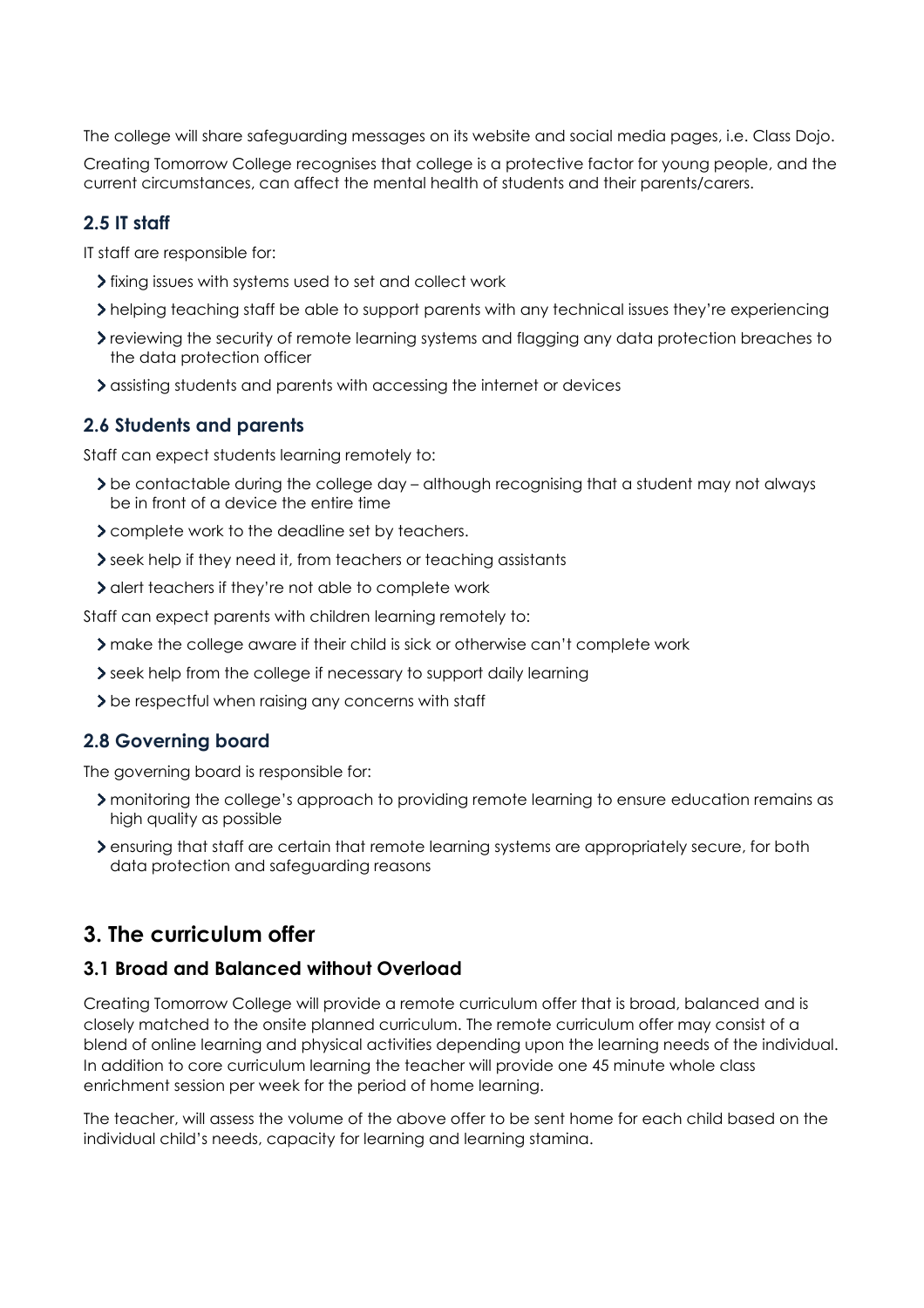The college will share safeguarding messages on its website and social media pages, i.e. Class Dojo.

Creating Tomorrow College recognises that college is a protective factor for young people, and the current circumstances, can affect the mental health of students and their parents/carers.

### 2.5 IT staff

IT staff are responsible for:

- fixing issues with systems used to set and collect work
- helping teaching staff be able to support parents with any technical issues they're experiencing
- reviewing the security of remote learning systems and flagging any data protection breaches to the data protection officer
- assisting students and parents with accessing the internet or devices

### 2.6 Students and parents

Staff can expect students learning remotely to:

- be contactable during the college day – although recognising that a student may not always be in front of a device the entire time
- complete work to the deadline set by teachers.
- seek help if they need it, from teachers or teaching assistants
- alert teachers if they're not able to complete work

Staff can expect parents with children learning remotely to:

- make the college aware if their child is sick or otherwise can't complete work
- seek help from the college if necessary to support daily learning
- be respectful when raising any concerns with staff

### 2.8 Governing board

The governing board is responsible for:

- monitoring the college's approach to providing remote learning to ensure education remains as high quality as possible
- ensuring that staff are certain that remote learning systems are appropriately secure, for both data protection and safeguarding reasons

## 3. The curriculum offer

### 3.1 Broad and Balanced without Overload

Creating Tomorrow College will provide a remote curriculum offer that is broad, balanced and is closely matched to the onsite planned curriculum. The remote curriculum offer may consist of a blend of online learning and physical activities depending upon the learning needs of the individual. In addition to core curriculum learning the teacher will provide one 45 minute whole class enrichment session per week for the period of home learning.

The teacher, will assess the volume of the above offer to be sent home for each child based on the individual child's needs, capacity for learning and learning stamina.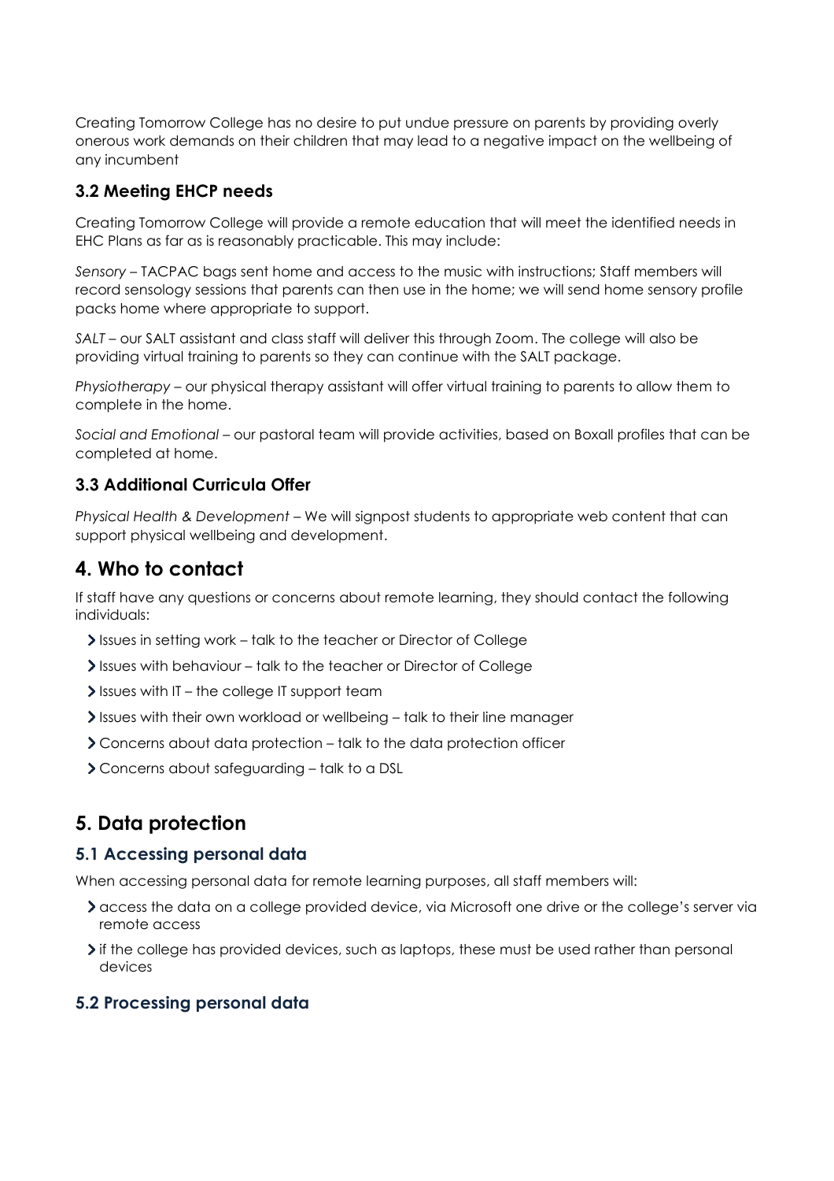Creating Tomorrow College has no desire to put undue pressure on parents by providing overly onerous work demands on their children that may lead to a negative impact on the wellbeing of any incumbent

### 3.2 Meeting EHCP needs

Creating Tomorrow College will provide a remote education that will meet the identified needs in EHC Plans as far as is reasonably practicable. This may include:

*Sensory* – TACPAC bags sent home and access to the music with instructions; Staff members will record sensology sessions that parents can then use in the home; we will send home sensory profile packs home where appropriate to support.

*SALT* – our SALT assistant and class staff will deliver this through Zoom. The college will also be providing virtual training to parents so they can continue with the SALT package.

*Physiotherapy* – our physical therapy assistant will offer virtual training to parents to allow them to complete in the home.

*Social and Emotional* – our pastoral team will provide activities, based on Boxall profiles that can be completed at home.

### 3.3 Additional Curricula Offer

*Physical Health & Development* – We will signpost students to appropriate web content that can support physical wellbeing and development.

## 4. Who to contact

If staff have any questions or concerns about remote learning, they should contact the following individuals:

- Issues in setting work – talk to the teacher or Director of College
- Issues with behaviour – talk to the teacher or Director of College
- Issues with IT – the college IT support team
- Issues with their own workload or wellbeing – talk to their line manager
- Concerns about data protection – talk to the data protection officer
- Concerns about safeguarding – talk to a DSL

## 5. Data protection

### 5.1 Accessing personal data

When accessing personal data for remote learning purposes, all staff members will:

- access the data on a college provided device, via Microsoft one drive or the college's server via remote access
- if the college has provided devices, such as laptops, these must be used rather than personal devices

### 5.2 Processing personal data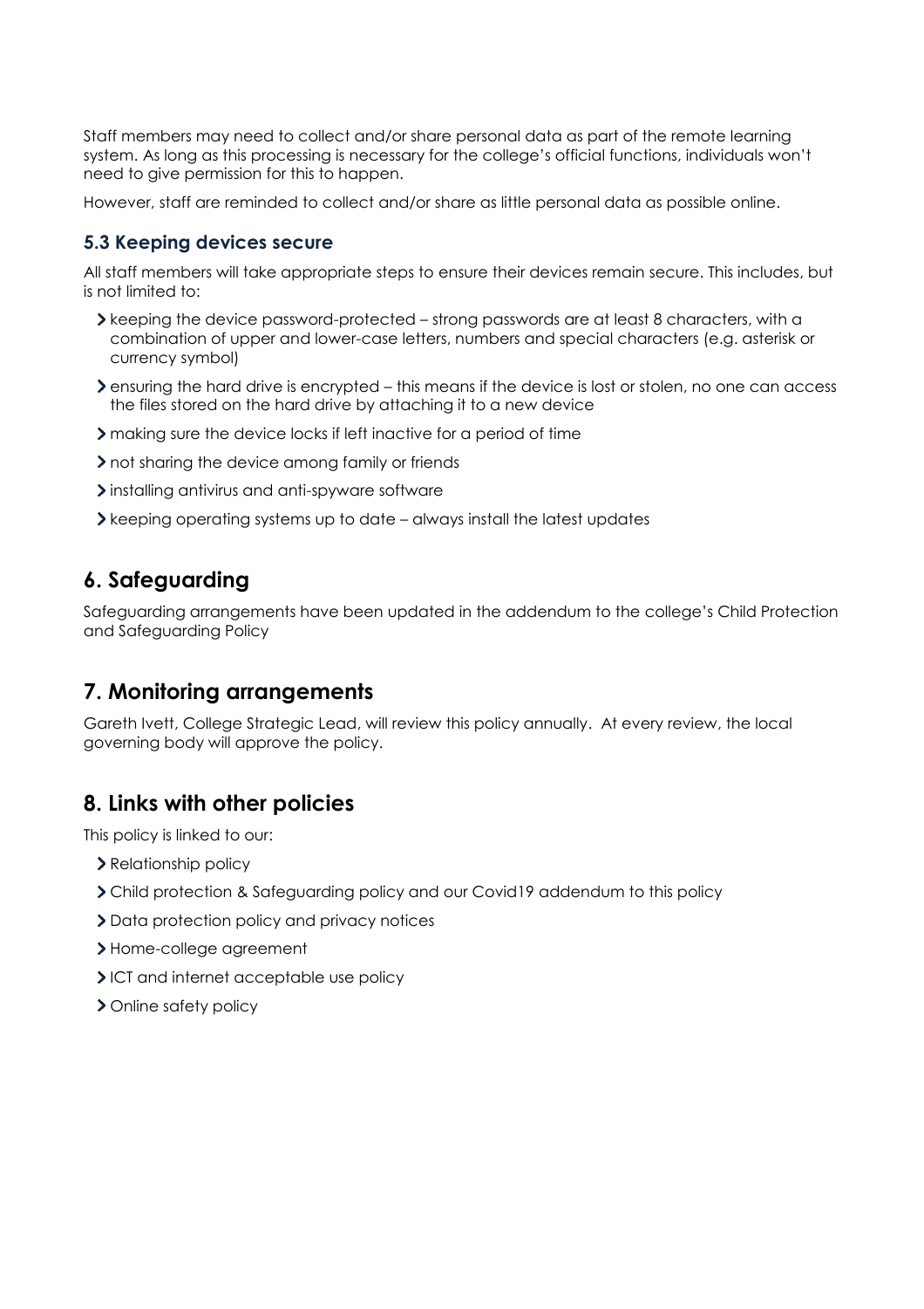Staff members may need to collect and/or share personal data as part of the remote learning system. As long as this processing is necessary for the college's official functions, individuals won't need to give permission for this to happen.

However, staff are reminded to collect and/or share as little personal data as possible online.

### 5.3 Keeping devices secure

All staff members will take appropriate steps to ensure their devices remain secure. This includes, but is not limited to:

- keeping the device password-protected – strong passwords are at least 8 characters, with a combination of upper and lower-case letters, numbers and special characters (e.g. asterisk or currency symbol)
- ensuring the hard drive is encrypted – this means if the device is lost or stolen, no one can access the files stored on the hard drive by attaching it to a new device
- making sure the device locks if left inactive for a period of time
- not sharing the device among family or friends
- installing antivirus and anti-spyware software
- keeping operating systems up to date – always install the latest updates

## 6. Safeguarding

Safeguarding arrangements have been updated in the addendum to the college's Child Protection and Safeguarding Policy

## 7. Monitoring arrangements

Gareth Ivett, College Strategic Lead, will review this policy annually. At every review, the local governing body will approve the policy.

## 8. Links with other policies

This policy is linked to our:

- Relationship policy
- Child protection & Safeguarding policy and our Covid19 addendum to this policy
- Data protection policy and privacy notices
- Home-college agreement
- ICT and internet acceptable use policy
- Online safety policy